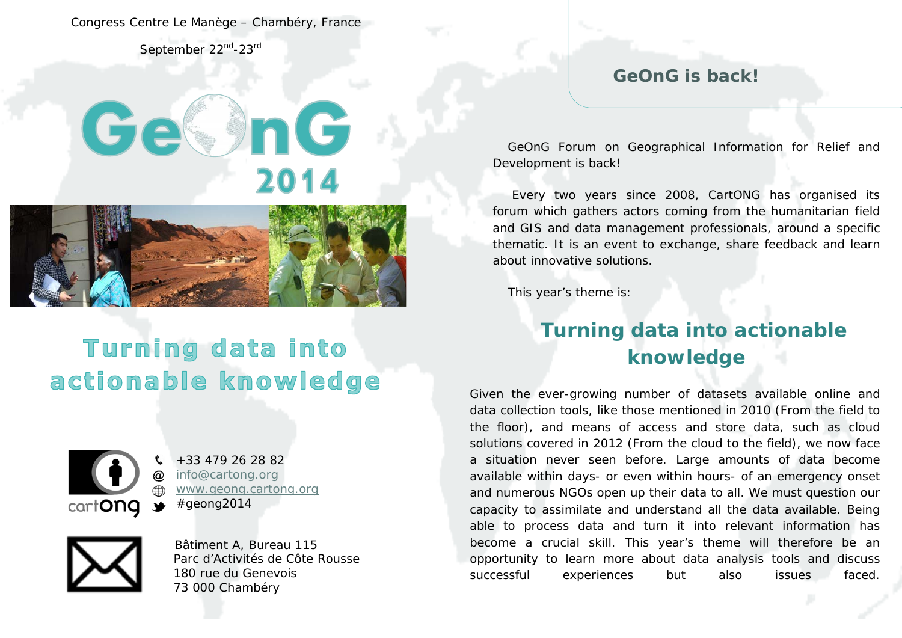Congress Centre Le Manège – Chambéry, France

September 22nd-23rd

# GeOnG 2014

## Turning data into actionable knowledge

+33 479 26 28 82
info@cartong.org
www.geong.cartong.org
#geong2014

Bâtiment A, Bureau 115
Parc d'Activités de Côte Rousse
180 rue du Genevois
73 000 Chambéry

## GeOnG is back!

GeOnG Forum on Geographical Information for Relief and Development is back!

Every two years since 2008, CartONG has organised its forum which gathers actors coming from the humanitarian field and GIS and data management professionals, around a specific thematic. It is an event to exchange, share feedback and learn about innovative solutions.

This year's theme is:

## Turning data into actionable knowledge

Given the ever-growing number of datasets available online and data collection tools, like those mentioned in 2010 (From the field to the floor), and means of access and store data, such as cloud solutions covered in 2012 (From the cloud to the field), we now face a situation never seen before. Large amounts of data become available within days- or even within hours- of an emergency onset and numerous NGOs open up their data to all. We must question our capacity to assimilate and understand all the data available. Being able to process data and turn it into relevant information has become a crucial skill. This year's theme will therefore be an opportunity to learn more about data analysis tools and discuss successful experiences but also issues faced.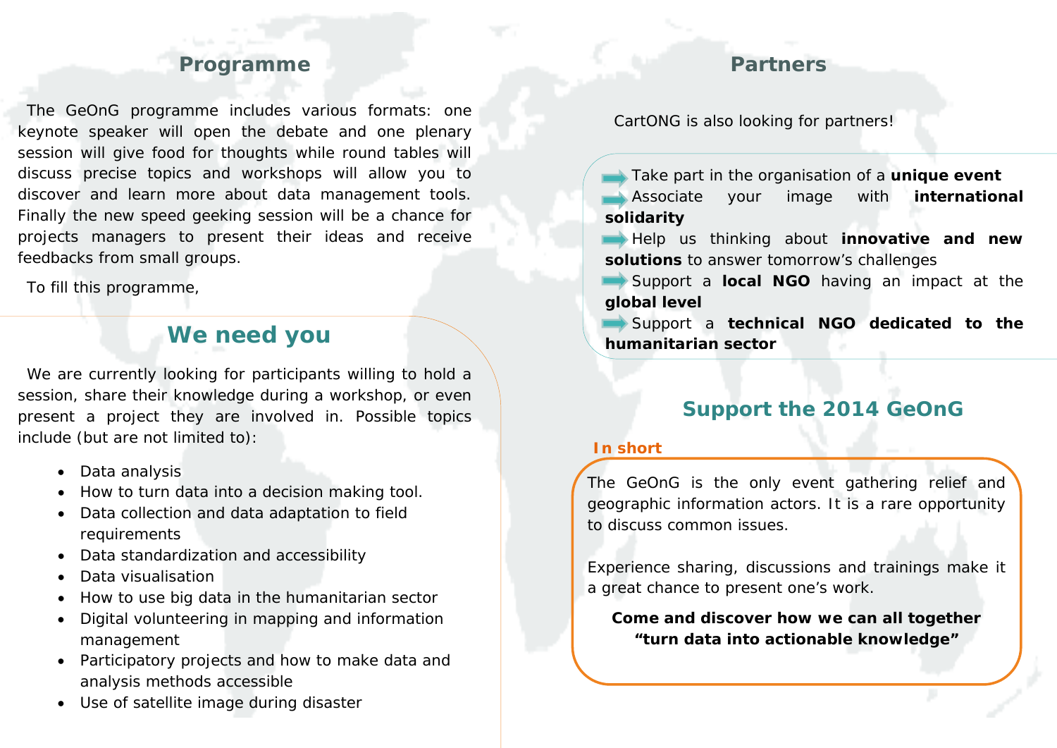## Programme

The GeOnG programme includes various formats: one keynote speaker will open the debate and one plenary session will give food for thoughts while round tables will discuss precise topics and workshops will allow you to discover and learn more about data management tools. Finally the new speed geeking session will be a chance for projects managers to present their ideas and receive feedbacks from small groups.

To fill this programme,

## We need you

We are currently looking for participants willing to hold a session, share their knowledge during a workshop, or even present a project they are involved in. Possible topics include (but are not limited to):

- Data analysis
- How to turn data into a decision making tool.
- Data collection and data adaptation to field requirements
- Data standardization and accessibility
- Data visualisation
- How to use big data in the humanitarian sector
- Digital volunteering in mapping and information management
- Participatory projects and how to make data and analysis methods accessible
- Use of satellite image during disaster

## Partners

CartONG is also looking for partners!

- Take part in the organisation of a **unique event**
- Associate your image with **international solidarity**
- Help us thinking about **innovative and new solutions** to answer tomorrow's challenges
- Support a **local NGO** having an impact at the **global level**
- Support a **technical NGO dedicated to the humanitarian sector**

## Support the 2014 GeOnG

**In short**

The GeOnG is the only event gathering relief and geographic information actors. It is a rare opportunity to discuss common issues.

Experience sharing, discussions and trainings make it a great chance to present one's work.

**Come and discover how we can all together "turn data into actionable knowledge"**